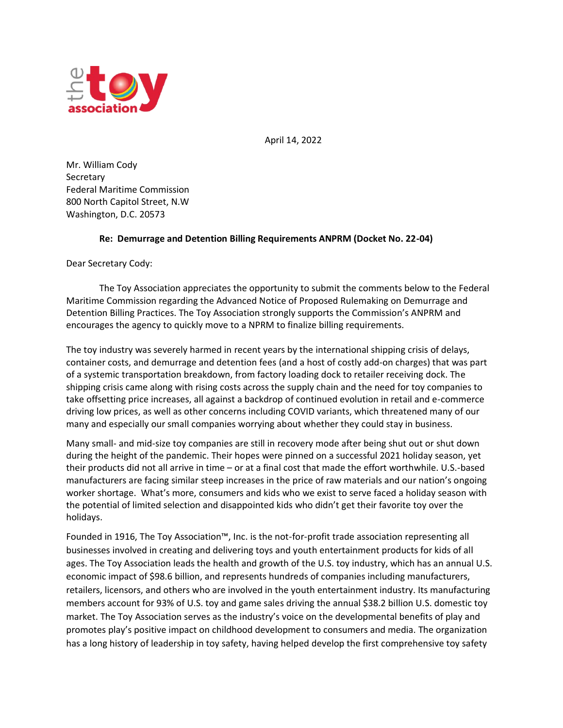the toy association

April 14, 2022

Mr. William Cody
Secretary
Federal Maritime Commission
800 North Capitol Street, N.W
Washington, D.C. 20573

**Re: Demurrage and Detention Billing Requirements ANPRM (Docket No. 22-04)**

Dear Secretary Cody:

The Toy Association appreciates the opportunity to submit the comments below to the Federal Maritime Commission regarding the Advanced Notice of Proposed Rulemaking on Demurrage and Detention Billing Practices. The Toy Association strongly supports the Commission's ANPRM and encourages the agency to quickly move to a NPRM to finalize billing requirements.

The toy industry was severely harmed in recent years by the international shipping crisis of delays, container costs, and demurrage and detention fees (and a host of costly add-on charges) that was part of a systemic transportation breakdown, from factory loading dock to retailer receiving dock. The shipping crisis came along with rising costs across the supply chain and the need for toy companies to take offsetting price increases, all against a backdrop of continued evolution in retail and e-commerce driving low prices, as well as other concerns including COVID variants, which threatened many of our many and especially our small companies worrying about whether they could stay in business.

Many small- and mid-size toy companies are still in recovery mode after being shut out or shut down during the height of the pandemic. Their hopes were pinned on a successful 2021 holiday season, yet their products did not all arrive in time – or at a final cost that made the effort worthwhile. U.S.-based manufacturers are facing similar steep increases in the price of raw materials and our nation's ongoing worker shortage. What's more, consumers and kids who we exist to serve faced a holiday season with the potential of limited selection and disappointed kids who didn't get their favorite toy over the holidays.

Founded in 1916, The Toy Association™, Inc. is the not-for-profit trade association representing all businesses involved in creating and delivering toys and youth entertainment products for kids of all ages. The Toy Association leads the health and growth of the U.S. toy industry, which has an annual U.S. economic impact of $98.6 billion, and represents hundreds of companies including manufacturers, retailers, licensors, and others who are involved in the youth entertainment industry. Its manufacturing members account for 93% of U.S. toy and game sales driving the annual $38.2 billion U.S. domestic toy market. The Toy Association serves as the industry's voice on the developmental benefits of play and promotes play's positive impact on childhood development to consumers and media. The organization has a long history of leadership in toy safety, having helped develop the first comprehensive toy safety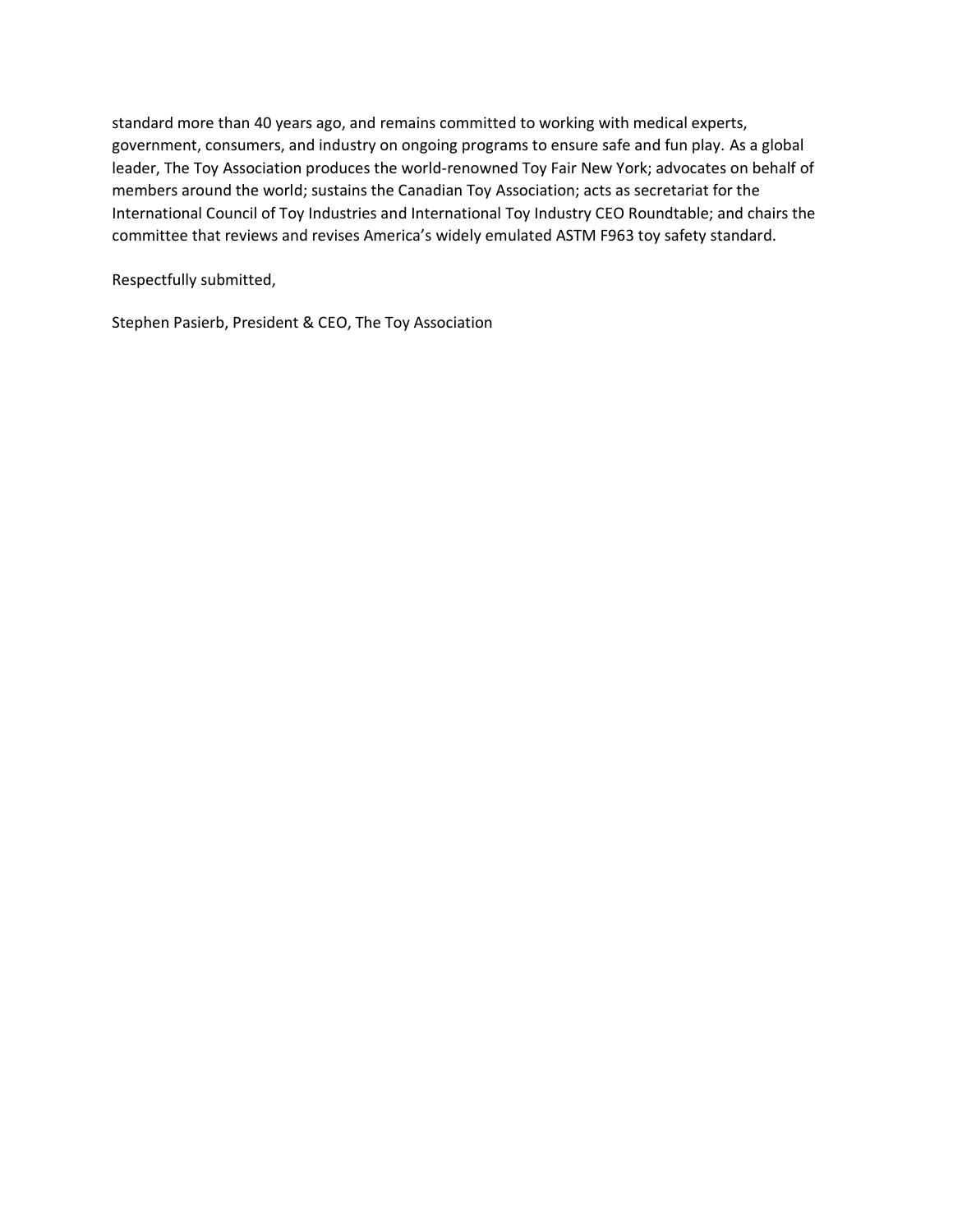standard more than 40 years ago, and remains committed to working with medical experts, government, consumers, and industry on ongoing programs to ensure safe and fun play. As a global leader, The Toy Association produces the world-renowned Toy Fair New York; advocates on behalf of members around the world; sustains the Canadian Toy Association; acts as secretariat for the International Council of Toy Industries and International Toy Industry CEO Roundtable; and chairs the committee that reviews and revises America's widely emulated ASTM F963 toy safety standard.

Respectfully submitted,

Stephen Pasierb, President & CEO, The Toy Association